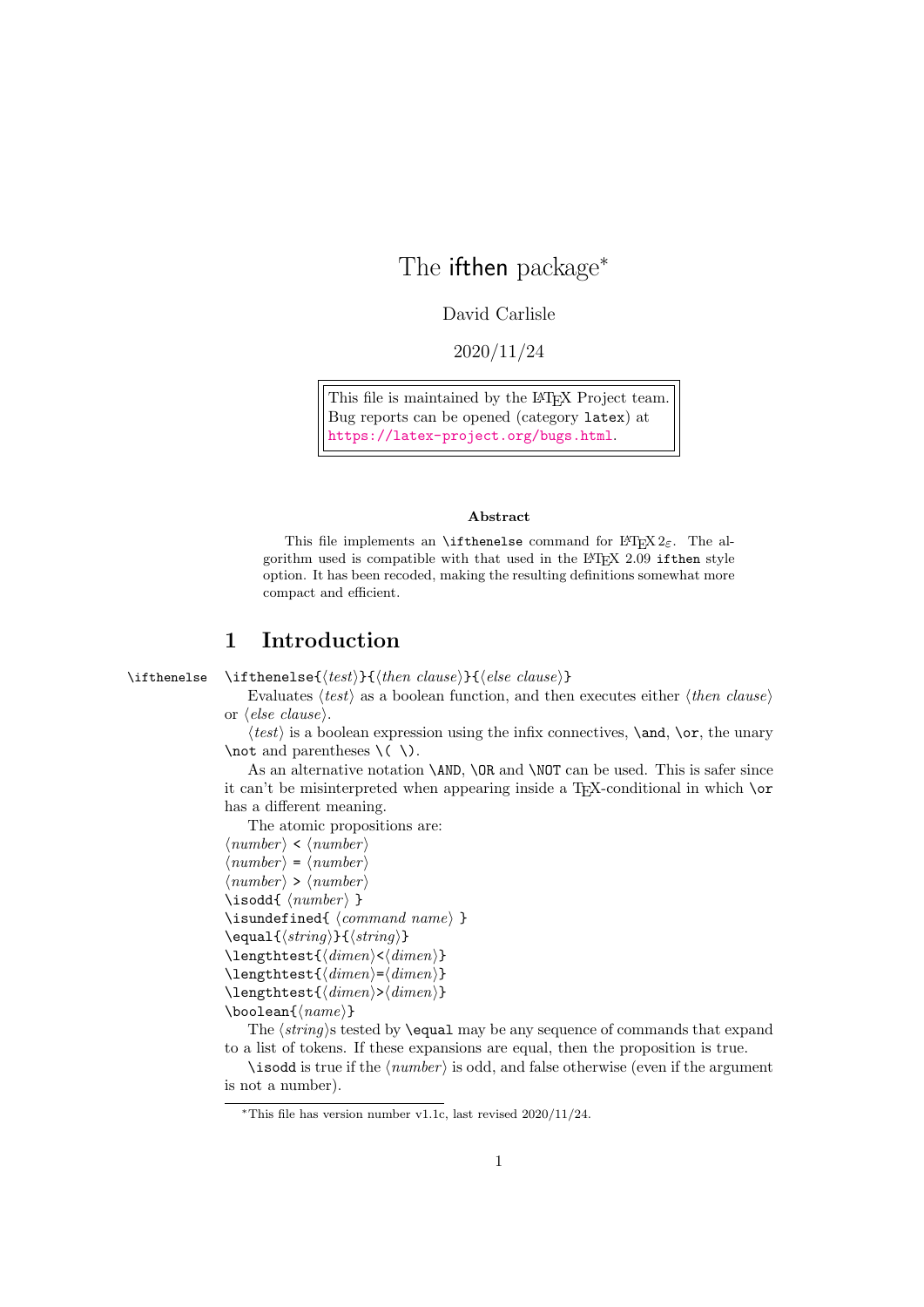# The ifthen package*

David Carlisle

2020/11/24

This file is maintained by the LaTeX Project team.
Bug reports can be opened (category `latex`) at
https://latex-project.org/bugs.html.

**Abstract**

This file implements an `\ifthenelse` command for LaTeX 2ε. The algorithm used is compatible with that used in the LaTeX 2.09 `ifthen` style option. It has been recoded, making the resulting definitions somewhat more compact and efficient.

## 1 Introduction

`\ifthenelse` `\ifthenelse{`⟨*test*⟩`}{`⟨*then clause*⟩`}{`⟨*else clause*⟩`}`

Evaluates ⟨*test*⟩ as a boolean function, and then executes either ⟨*then clause*⟩ or ⟨*else clause*⟩.

⟨*test*⟩ is a boolean expression using the infix connectives, `\and`, `\or`, the unary `\not` and parentheses `\( \)`.

As an alternative notation `\AND`, `\OR` and `\NOT` can be used. This is safer since it can't be misinterpreted when appearing inside a TeX-conditional in which `\or` has a different meaning.

The atomic propositions are:

⟨*number*⟩ `<` ⟨*number*⟩
⟨*number*⟩ `=` ⟨*number*⟩
⟨*number*⟩ `>` ⟨*number*⟩
`\isodd{` ⟨*number*⟩ `}`
`\isundefined{` ⟨*command name*⟩ `}`
`\equal{`⟨*string*⟩`}{`⟨*string*⟩`}`
`\lengthtest{`⟨*dimen*⟩`<`⟨*dimen*⟩`}`
`\lengthtest{`⟨*dimen*⟩`=`⟨*dimen*⟩`}`
`\lengthtest{`⟨*dimen*⟩`>`⟨*dimen*⟩`}`
`\boolean{`⟨*name*⟩`}`

The ⟨*string*⟩s tested by `\equal` may be any sequence of commands that expand to a list of tokens. If these expansions are equal, then the proposition is true.

`\isodd` is true if the ⟨*number*⟩ is odd, and false otherwise (even if the argument is not a number).

*This file has version number v1.1c, last revised 2020/11/24.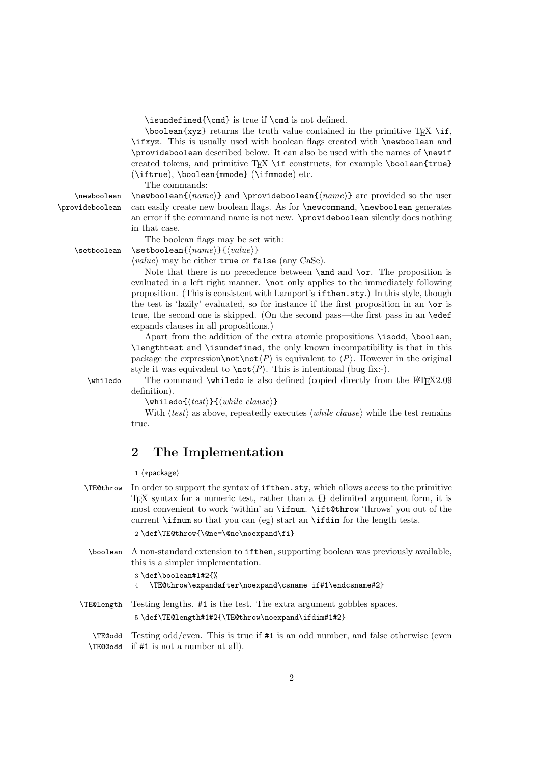`\isundefined{\cmd}` is true if `\cmd` is not defined.

`\boolean{xyz}` returns the truth value contained in the primitive TeX `\if`, `\ifxyz`. This is usually used with boolean flags created with `\newboolean` and `\provideboolean` described below. It can also be used with the names of `\newif` created tokens, and primitive TeX `\if` constructs, for example `\boolean{true}` (`\iftrue`), `\boolean{mmode}` (`\ifmmode`) etc.

The commands:

**\newboolean \provideboolean** `\newboolean{`⟨*name*⟩`}` and `\provideboolean{`⟨*name*⟩`}` are provided so the user can easily create new boolean flags. As for `\newcommand`, `\newboolean` generates an error if the command name is not new. `\provideboolean` silently does nothing in that case.

The boolean flags may be set with:

**\setboolean** `\setboolean{`⟨*name*⟩`}{`⟨*value*⟩`}`

⟨*value*⟩ may be either `true` or `false` (any CaSe).

Note that there is no precedence between `\and` and `\or`. The proposition is evaluated in a left right manner. `\not` only applies to the immediately following proposition. (This is consistent with Lamport's `ifthen.sty`.) In this style, though the test is 'lazily' evaluated, so for instance if the first proposition in an `\or` is true, the second one is skipped. (On the second pass—the first pass in an `\edef` expands clauses in all propositions.)

Apart from the addition of the extra atomic propositions `\isodd`, `\boolean`, `\lengthtest` and `\isundefined`, the only known incompatibility is that in this package the expression`\not\not`⟨*P*⟩ is equivalent to ⟨*P*⟩. However in the original style it was equivalent to `\not`⟨*P*⟩. This is intentional (bug fix:-).

**\whiledo** The command `\whiledo` is also defined (copied directly from the LaTeX2.09 definition).

`\whiledo{`⟨*test*⟩`}{`⟨*while clause*⟩`}`

With ⟨*test*⟩ as above, repeatedly executes ⟨*while clause*⟩ while the test remains true.

## 2 The Implementation

```
1 ⟨*package⟩
```

**\TE@throw** In order to support the syntax of `ifthen.sty`, which allows access to the primitive TeX syntax for a numeric test, rather than a `{}` delimited argument form, it is most convenient to work 'within' an `\ifnum`. `\ift@throw` 'throws' you out of the current `\ifnum` so that you can (eg) start an `\ifdim` for the length tests.

```
2 \def\TE@throw{\@ne=\@ne\noexpand\fi}
```

**\boolean** A non-standard extension to `ifthen`, supporting boolean was previously available, this is a simpler implementation.

```
3 \def\boolean#1#2{%
4   \TE@throw\expandafter\noexpand\csname if#1\endcsname#2}
```

**\TE@length** Testing lengths. `#1` is the test. The extra argument gobbles spaces.

```
5 \def\TE@length#1#2{\TE@throw\noexpand\ifdim#1#2}
```

**\TE@odd \TE@@odd** Testing odd/even. This is true if `#1` is an odd number, and false otherwise (even if `#1` is not a number at all).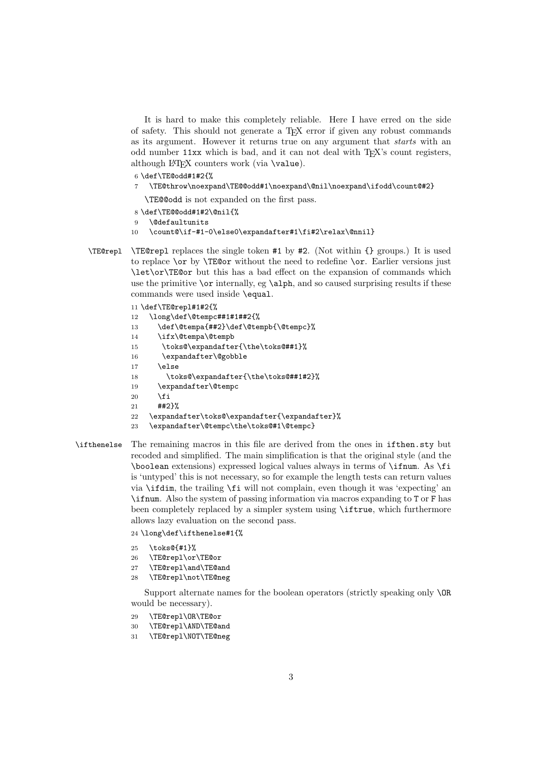It is hard to make this completely reliable. Here I have erred on the side of safety. This should not generate a TeX error if given any robust commands as its argument. However it returns true on any argument that *starts* with an odd number `11xx` which is bad, and it can not deal with TeX's count registers, although LaTeX counters work (via `\value`).

```
6 \def\TE@odd#1#2{%
7   \TE@throw\noexpand\TE@@odd#1\noexpand\@nil\noexpand\ifodd\count@#2}
```

`\TE@@odd` is not expanded on the first pass.

```
8 \def\TE@@odd#1#2\@nil{%
9   \@defaultunits
10  \count@\if-#1-0\else0\expandafter#1\fi#2\relax\@nnil}
```

`\TE@repl` — `\TE@repl` replaces the single token `#1` by `#2`. (Not within `{}` groups.) It is used to replace `\or` by `\TE@or` without the need to redefine `\or`. Earlier versions just `\let\or\TE@or` but this has a bad effect on the expansion of commands which use the primitive `\or` internally, eg `\alph`, and so caused surprising results if these commands were used inside `\equal`.

```
11 \def\TE@repl#1#2{%
12   \long\def\@tempc##1#1##2{%
13     \def\@tempa{##2}\def\@tempb{\@tempc}%
14     \ifx\@tempa\@tempb
15      \toks@\expandafter{\the\toks@##1}%
16      \expandafter\@gobble
17     \else
18       \toks@\expandafter{\the\toks@##1#2}%
19     \expandafter\@tempc
20     \fi
21     ##2}%
22   \expandafter\toks@\expandafter{\expandafter}%
23   \expandafter\@tempc\the\toks@#1\@tempc}
```

`\ifthenelse` — The remaining macros in this file are derived from the ones in `ifthen.sty` but recoded and simplified. The main simplification is that the original style (and the `\boolean` extensions) expressed logical values always in terms of `\ifnum`. As `\fi` is 'untyped' this is not necessary, so for example the length tests can return values via `\ifdim`, the trailing `\fi` will not complain, even though it was 'expecting' an `\ifnum`. Also the system of passing information via macros expanding to `T` or `F` has been completely replaced by a simpler system using `\iftrue`, which furthermore allows lazy evaluation on the second pass.

```
24 \long\def\ifthenelse#1{%
25   \toks@{#1}%
26   \TE@repl\or\TE@or
27   \TE@repl\and\TE@and
28   \TE@repl\not\TE@neg
```

Support alternate names for the boolean operators (strictly speaking only `\OR` would be necessary).

```
29   \TE@repl\OR\TE@or
30   \TE@repl\AND\TE@and
31   \TE@repl\NOT\TE@neg
```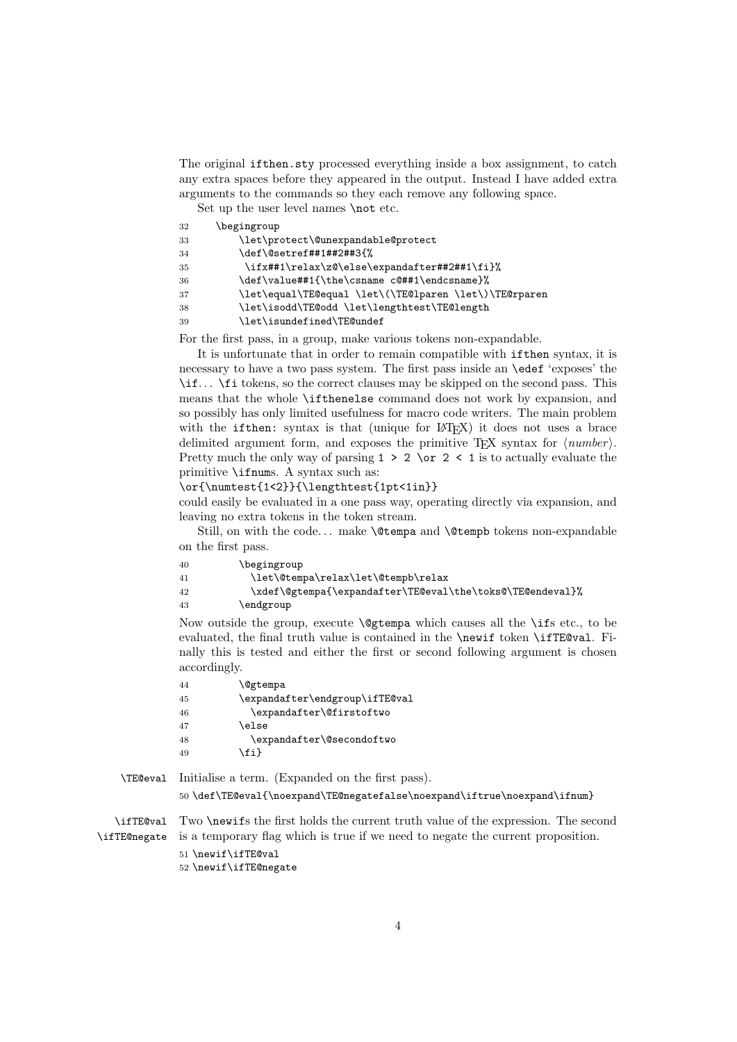The original `ifthen.sty` processed everything inside a box assignment, to catch any extra spaces before they appeared in the output. Instead I have added extra arguments to the commands so they each remove any following space.

Set up the user level names `\not` etc.

```
32     \begingroup
33         \let\protect\@unexpandable@protect
34         \def\@setref##1##2##3{%
35          \ifx##1\relax\z@\else\expandafter##2##1\fi}%
36         \def\value##1{\the\csname c@##1\endcsname}%
37         \let\equal\TE@equal \let\(\TE@lparen \let\)\TE@rparen
38         \let\isodd\TE@odd \let\lengthtest\TE@length
39         \let\isundefined\TE@undef
```

For the first pass, in a group, make various tokens non-expandable.

It is unfortunate that in order to remain compatible with `ifthen` syntax, it is necessary to have a two pass system. The first pass inside an `\edef` 'exposes' the `\if`… `\fi` tokens, so the correct clauses may be skipped on the second pass. This means that the whole `\ifthenelse` command does not work by expansion, and so possibly has only limited usefulness for macro code writers. The main problem with the `ifthen:` syntax is that (unique for LaTeX) it does not uses a brace delimited argument form, and exposes the primitive TeX syntax for ⟨*number*⟩. Pretty much the only way of parsing `1 > 2 \or 2 < 1` is to actually evaluate the primitive `\ifnum`s. A syntax such as:

`\or{\numtest{1<2}}{\lengthtest{1pt<1in}}`

could easily be evaluated in a one pass way, operating directly via expansion, and leaving no extra tokens in the token stream.

Still, on with the code… make `\@tempa` and `\@tempb` tokens non-expandable on the first pass.

```
40         \begingroup
41           \let\@tempa\relax\let\@tempb\relax
42           \xdef\@gtempa{\expandafter\TE@eval\the\toks@\TE@endeval}%
43         \endgroup
```

Now outside the group, execute `\@gtempa` which causes all the `\if`s etc., to be evaluated, the final truth value is contained in the `\newif` token `\ifTE@val`. Finally this is tested and either the first or second following argument is chosen accordingly.

```
44         \@gtempa
45         \expandafter\endgroup\ifTE@val
46           \expandafter\@firstoftwo
47         \else
48           \expandafter\@secondoftwo
49         \fi}
```

`\TE@eval` Initialise a term. (Expanded on the first pass).

```
50 \def\TE@eval{\noexpand\TE@negatefalse\noexpand\iftrue\noexpand\ifnum}
```

`\ifTE@val` `\ifTE@negate` Two `\newif`s the first holds the current truth value of the expression. The second is a temporary flag which is true if we need to negate the current proposition.

```
51 \newif\ifTE@val
52 \newif\ifTE@negate
```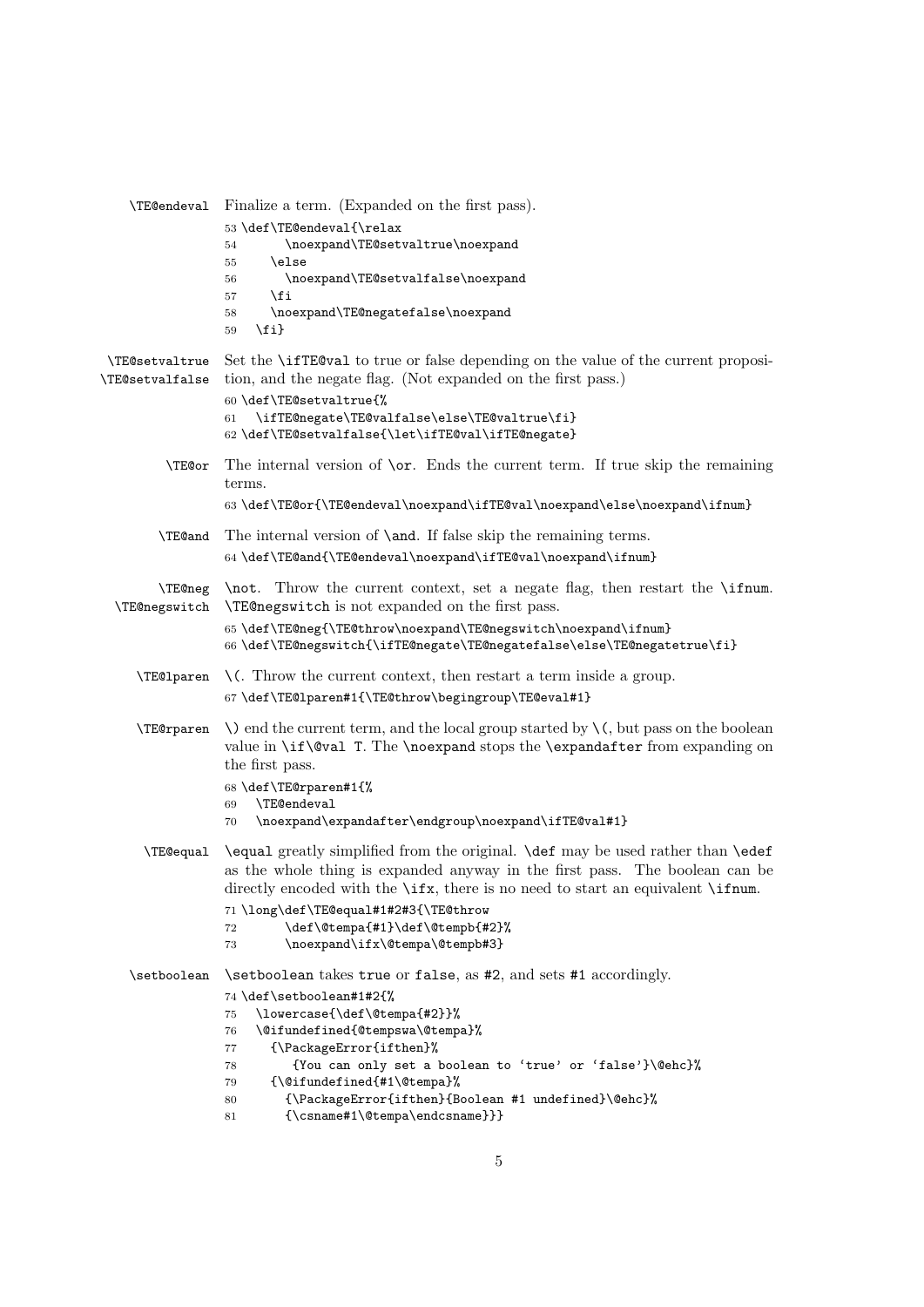**\TE@endeval** Finalize a term. (Expanded on the first pass).

```
53 \def\TE@endeval{\relax
54       \noexpand\TE@setvaltrue\noexpand
55     \else
56       \noexpand\TE@setvalfalse\noexpand
57     \fi
58     \noexpand\TE@negatefalse\noexpand
59   \fi}
```

**\TE@setvaltrue \TE@setvalfalse** Set the \ifTE@val to true or false depending on the value of the current proposition, and the negate flag. (Not expanded on the first pass.)

```
60 \def\TE@setvaltrue{%
61   \ifTE@negate\TE@valfalse\else\TE@valtrue\fi}
62 \def\TE@setvalfalse{\let\ifTE@val\ifTE@negate}
```

**\TE@or** The internal version of \or. Ends the current term. If true skip the remaining terms.

```
63 \def\TE@or{\TE@endeval\noexpand\ifTE@val\noexpand\else\noexpand\ifnum}
```

**\TE@and** The internal version of \and. If false skip the remaining terms.

```
64 \def\TE@and{\TE@endeval\noexpand\ifTE@val\noexpand\ifnum}
```

**\TE@neg \TE@negswitch** \not. Throw the current context, set a negate flag, then restart the \ifnum. \TE@negswitch is not expanded on the first pass.

```
65 \def\TE@neg{\TE@throw\noexpand\TE@negswitch\noexpand\ifnum}
66 \def\TE@negswitch{\ifTE@negate\TE@negatefalse\else\TE@negatetrue\fi}
```

**\TE@lparen** \(. Throw the current context, then restart a term inside a group.

```
67 \def\TE@lparen#1{\TE@throw\begingroup\TE@eval#1}
```

**\TE@rparen** \) end the current term, and the local group started by \(, but pass on the boolean value in \if\@val T. The \noexpand stops the \expandafter from expanding on the first pass.

```
68 \def\TE@rparen#1{%
69   \TE@endeval
70   \noexpand\expandafter\endgroup\noexpand\ifTE@val#1}
```

**\TE@equal** \equal greatly simplified from the original. \def may be used rather than \edef as the whole thing is expanded anyway in the first pass. The boolean can be directly encoded with the \ifx, there is no need to start an equivalent \ifnum.

```
71 \long\def\TE@equal#1#2#3{\TE@throw
72       \def\@tempa{#1}\def\@tempb{#2}%
73       \noexpand\ifx\@tempa\@tempb#3}
```

**\setboolean** \setboolean takes true or false, as #2, and sets #1 accordingly.

```
74 \def\setboolean#1#2{%
75   \lowercase{\def\@tempa{#2}}%
76   \@ifundefined{@tempswa\@tempa}%
77     {\PackageError{ifthen}%
78       {You can only set a boolean to `true' or `false'}\@ehc}%
79     {\@ifundefined{#1\@tempa}%
80       {\PackageError{ifthen}{Boolean #1 undefined}\@ehc}%
81       {\csname#1\@tempa\endcsname}}}
```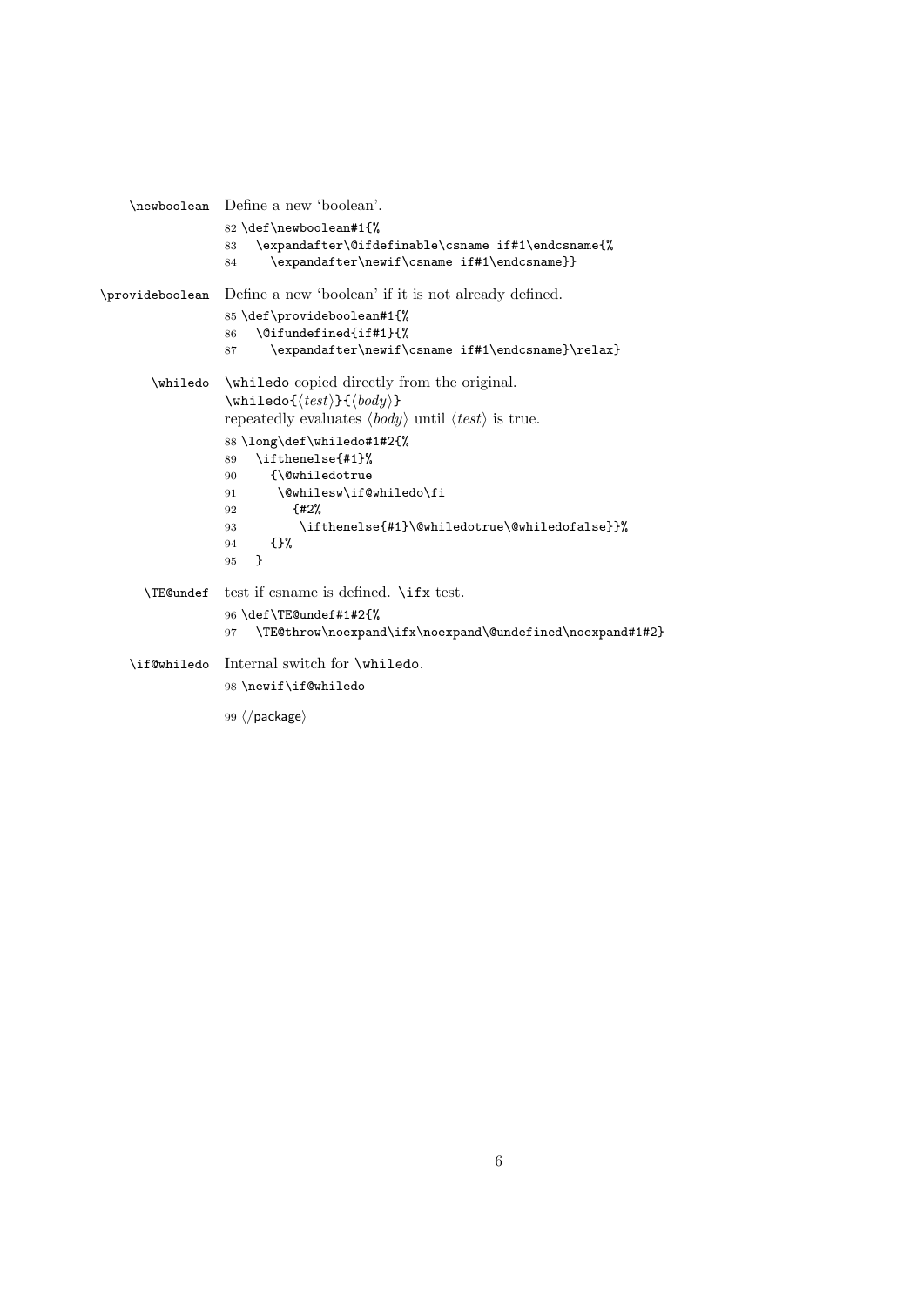`\newboolean` Define a new 'boolean'.

```
82 \def\newboolean#1{%
83   \expandafter\@ifdefinable\csname if#1\endcsname{%
84     \expandafter\newif\csname if#1\endcsname}}
```

`\provideboolean` Define a new 'boolean' if it is not already defined.

```
85 \def\provideboolean#1{%
86   \@ifundefined{if#1}{%
87     \expandafter\newif\csname if#1\endcsname}\relax}
```

`\whiledo` `\whiledo` copied directly from the original.
`\whiledo{`⟨*test*⟩`}{`⟨*body*⟩`}`
repeatedly evaluates ⟨*body*⟩ until ⟨*test*⟩ is true.

```
88 \long\def\whiledo#1#2{%
89   \ifthenelse{#1}%
90     {\@whiledotrue
91      \@whilesw\if@whiledo\fi
92        {#2%
93         \ifthenelse{#1}\@whiledotrue\@whiledofalse}}%
94     {}%
95   }
```

`\TE@undef` test if csname is defined. `\ifx` test.

```
96 \def\TE@undef#1#2{%
97   \TE@throw\noexpand\ifx\noexpand\@undefined\noexpand#1#2}
```

`\if@whiledo` Internal switch for `\whiledo`.

```
98 \newif\if@whiledo
```

```
99 </package>
```